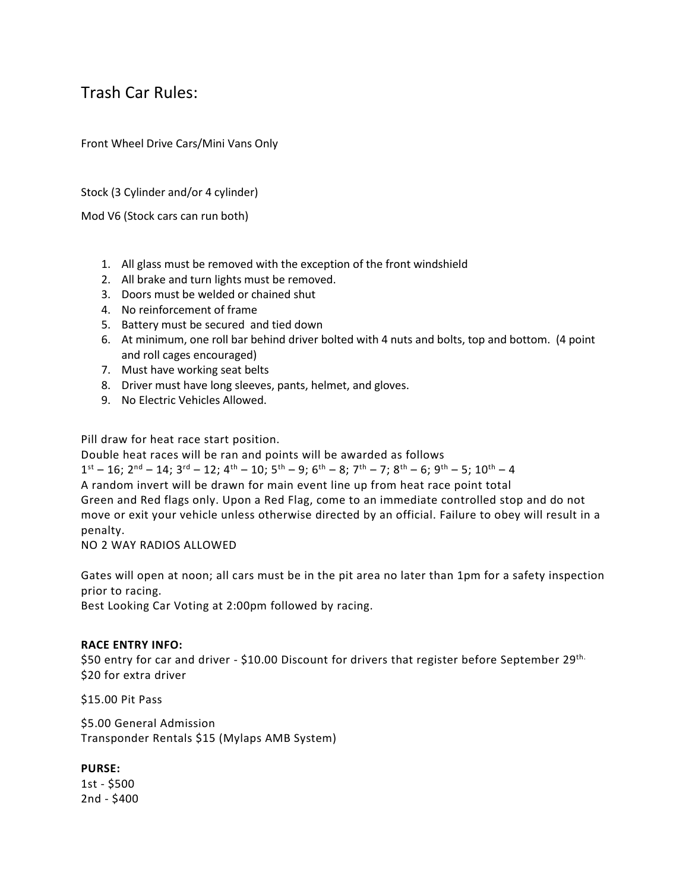# Trash Car Rules:

Front Wheel Drive Cars/Mini Vans Only

Stock (3 Cylinder and/or 4 cylinder)

Mod V6 (Stock cars can run both)

1. All glass must be removed with the exception of the front windshield
2. All brake and turn lights must be removed.
3. Doors must be welded or chained shut
4. No reinforcement of frame
5. Battery must be secured and tied down
6. At minimum, one roll bar behind driver bolted with 4 nuts and bolts, top and bottom. (4 point and roll cages encouraged)
7. Must have working seat belts
8. Driver must have long sleeves, pants, helmet, and gloves.
9. No Electric Vehicles Allowed.

Pill draw for heat race start position.
Double heat races will be ran and points will be awarded as follows
1st – 16; 2nd – 14; 3rd – 12; 4th – 10; 5th – 9; 6th – 8; 7th – 7; 8th – 6; 9th – 5; 10th – 4
A random invert will be drawn for main event line up from heat race point total
Green and Red flags only. Upon a Red Flag, come to an immediate controlled stop and do not move or exit your vehicle unless otherwise directed by an official. Failure to obey will result in a penalty.
NO 2 WAY RADIOS ALLOWED

Gates will open at noon; all cars must be in the pit area no later than 1pm for a safety inspection prior to racing.
Best Looking Car Voting at 2:00pm followed by racing.

**RACE ENTRY INFO:**
$50 entry for car and driver - $10.00 Discount for drivers that register before September 29th.
$20 for extra driver

$15.00 Pit Pass

$5.00 General Admission
Transponder Rentals $15 (Mylaps AMB System)

**PURSE:**
1st - $500
2nd - $400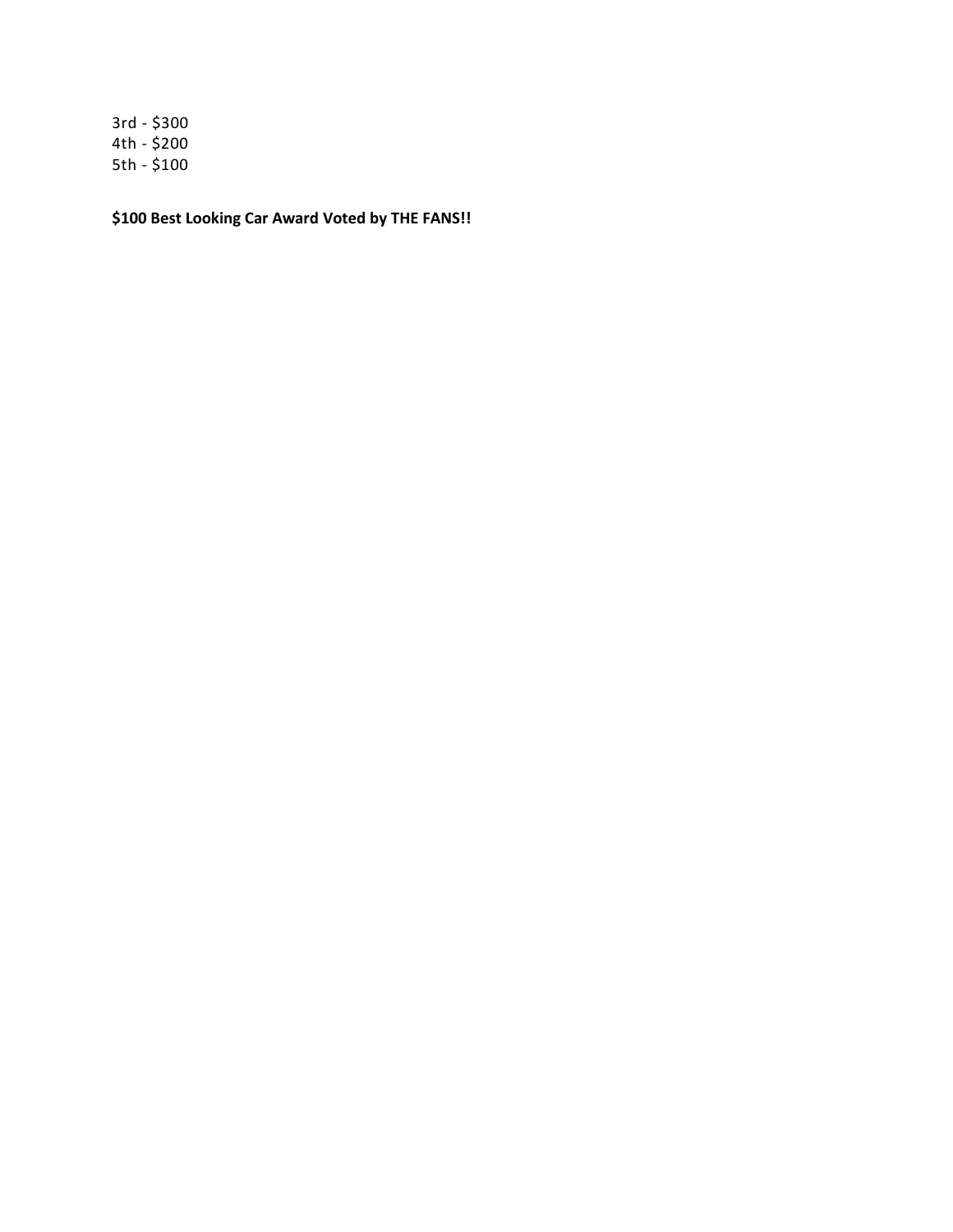3rd - $300
4th - $200
5th - $100

**$100 Best Looking Car Award Voted by THE FANS!!**